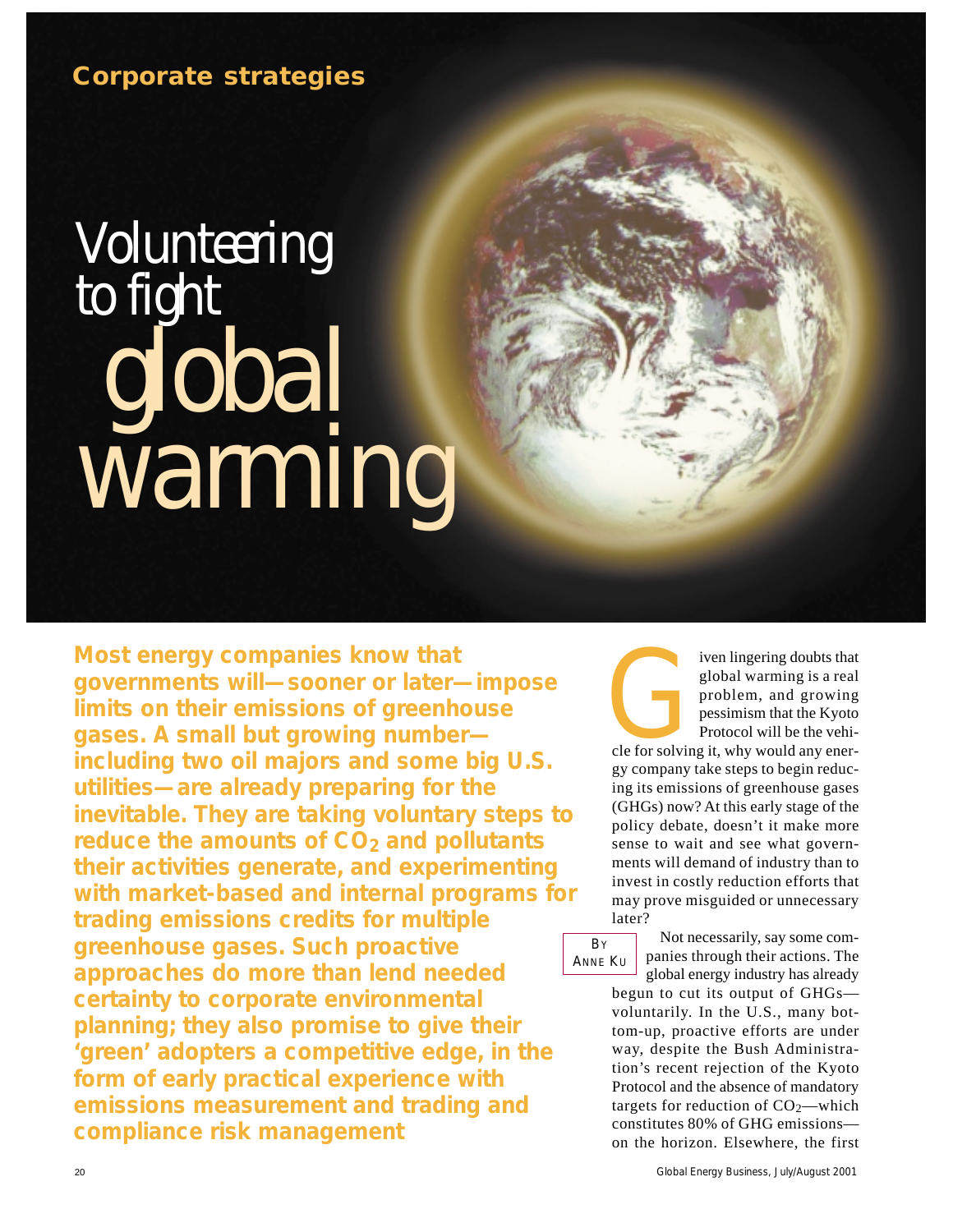**Corporate strategies**

# Volunteering to fight global warming

**Most energy companies know that governments will—sooner or later—impose limits on their emissions of greenhouse gases. A small but growing number—including two oil majors and some big U.S. utilities—are already preparing for the inevitable. They are taking voluntary steps to reduce the amounts of $CO_2$ and pollutants their activities generate, and experimenting with market-based and internal programs for trading emissions credits for multiple greenhouse gases. Such proactive approaches do more than lend needed certainty to corporate environmental planning; they also promise to give their 'green' adopters a competitive edge, in the form of early practical experience with emissions measurement and trading and compliance risk management**

BY ANNE KU

Given lingering doubts that global warming is a real problem, and growing pessimism that the Kyoto Protocol will be the vehicle for solving it, why would any energy company take steps to begin reducing its emissions of greenhouse gases (GHGs) now? At this early stage of the policy debate, doesn't it make more sense to wait and see what governments will demand of industry than to invest in costly reduction efforts that may prove misguided or unnecessary later?

Not necessarily, say some companies through their actions. The global energy industry has already begun to cut its output of GHGs—voluntarily. In the U.S., many bottom-up, proactive efforts are under way, despite the Bush Administration's recent rejection of the Kyoto Protocol and the absence of mandatory targets for reduction of $CO_2$—which constitutes 80% of GHG emissions—on the horizon. Elsewhere, the first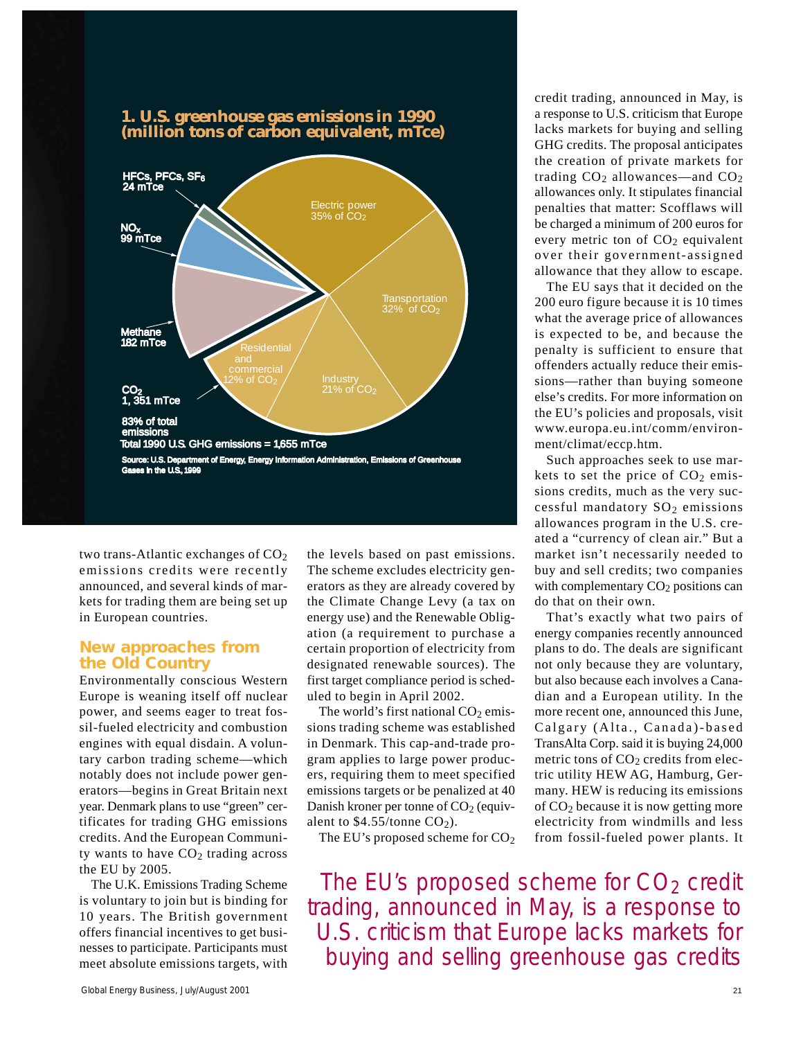**1. U.S. greenhouse gas emissions in 1990 (million tons of carbon equivalent, mTce)**

- HFCs, PFCs, $SF_6$ 24 mTce
- $NO_x$ 99 mTce
- Methane 182 mTce
- $CO_2$ 1, 351 mTce — 83% of total emissions
  - Electric power 35% of $CO_2$
  - Transportation 32% of $CO_2$
  - Industry 21% of $CO_2$
  - Residential and commercial 12% of $CO_2$

Total 1990 U.S. GHG emissions = 1,655 mTce

Source: U.S. Department of Energy, Energy Information Administration, Emissions of Greenhouse Gases in the U.S. 1999

two trans-Atlantic exchanges of $CO_2$ emissions credits were recently announced, and several kinds of markets for trading them are being set up in European countries.

## New approaches from the Old Country

Environmentally conscious Western Europe is weaning itself off nuclear power, and seems eager to treat fossil-fueled electricity and combustion engines with equal disdain. A voluntary carbon trading scheme—which notably does not include power generators—begins in Great Britain next year. Denmark plans to use "green" certificates for trading GHG emissions credits. And the European Community wants to have $CO_2$ trading across the EU by 2005.

The U.K. Emissions Trading Scheme is voluntary to join but is binding for 10 years. The British government offers financial incentives to get businesses to participate. Participants must meet absolute emissions targets, with the levels based on past emissions. The scheme excludes electricity generators as they are already covered by the Climate Change Levy (a tax on energy use) and the Renewable Obligation (a requirement to purchase a certain proportion of electricity from designated renewable sources). The first target compliance period is scheduled to begin in April 2002.

The world's first national $CO_2$ emissions trading scheme was established in Denmark. This cap-and-trade program applies to large power producers, requiring them to meet specified emissions targets or be penalized at 40 Danish kroner per tonne of $CO_2$ (equivalent to \$4.55/tonne $CO_2$).

The EU's proposed scheme for $CO_2$ credit trading, announced in May, is a response to U.S. criticism that Europe lacks markets for buying and selling GHG credits. The proposal anticipates the creation of private markets for trading $CO_2$ allowances—and $CO_2$ allowances only. It stipulates financial penalties that matter: Scofflaws will be charged a minimum of 200 euros for every metric ton of $CO_2$ equivalent over their government-assigned allowance that they allow to escape.

The EU says that it decided on the 200 euro figure because it is 10 times what the average price of allowances is expected to be, and because the penalty is sufficient to ensure that offenders actually reduce their emissions—rather than buying someone else's credits. For more information on the EU's policies and proposals, visit www.europa.eu.int/comm/environment/climat/eccp.htm.

Such approaches seek to use markets to set the price of $CO_2$ emissions credits, much as the very successful mandatory $SO_2$ emissions allowances program in the U.S. created a "currency of clean air." But a market isn't necessarily needed to buy and sell credits; two companies with complementary $CO_2$ positions can do that on their own.

That's exactly what two pairs of energy companies recently announced plans to do. The deals are significant not only because they are voluntary, but also because each involves a Canadian and a European utility. In the more recent one, announced this June, Calgary (Alta., Canada)-based TransAlta Corp. said it is buying 24,000 metric tons of $CO_2$ credits from electric utility HEW AG, Hamburg, Germany. HEW is reducing its emissions of $CO_2$ because it is now getting more electricity from windmills and less from fossil-fueled power plants. It

> The EU's proposed scheme for $CO_2$ credit trading, announced in May, is a response to U.S. criticism that Europe lacks markets for buying and selling greenhouse gas credits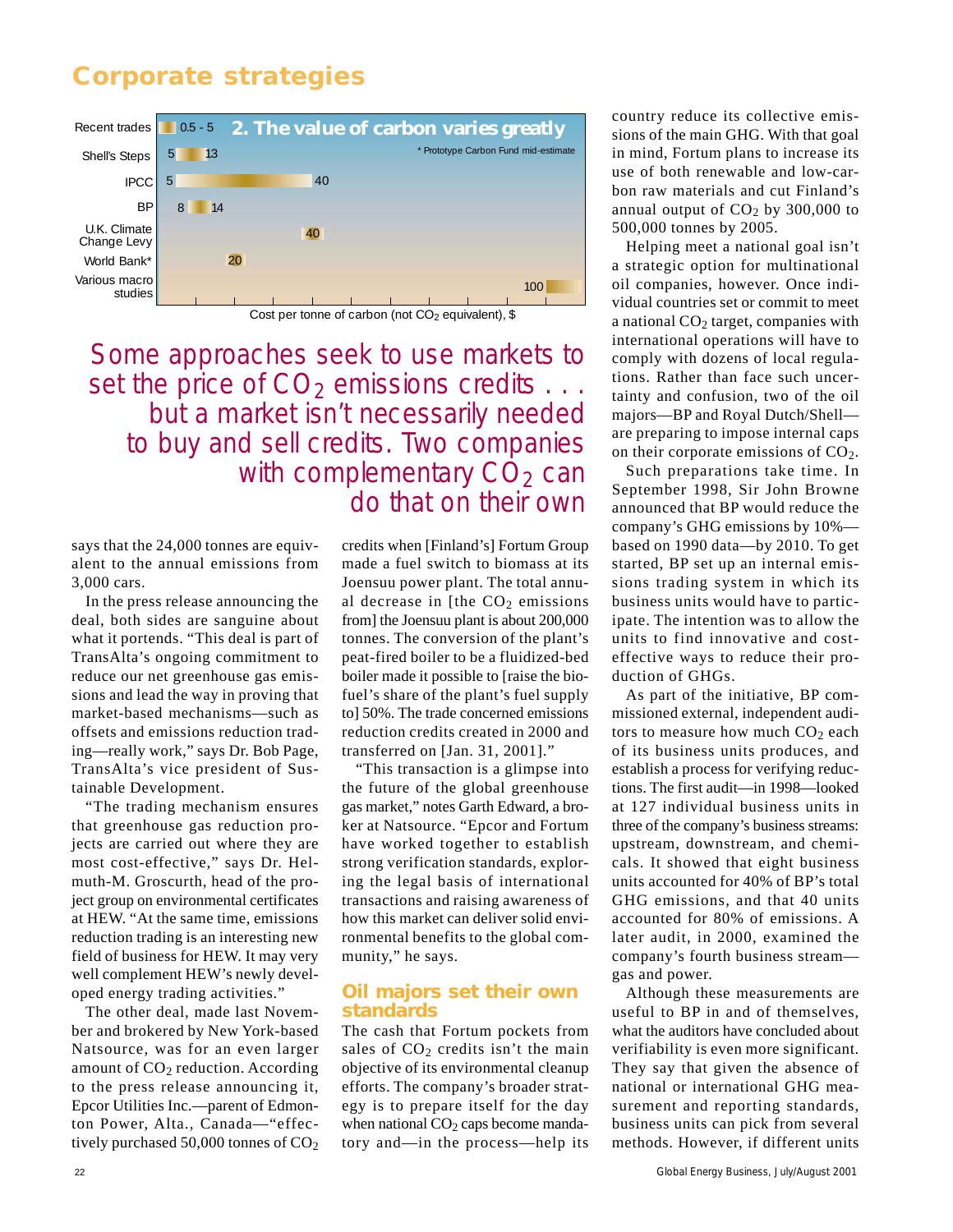## Corporate strategies

**2. The value of carbon varies greatly**

| Source | Cost per tonne of carbon (not $CO_2$ equivalent), $ |
|---|---|
| Recent trades | 0.5 - 5 |
| Shell's Steps | 5 - 13 |
| IPCC | 5 - 40 |
| BP | 8 - 14 |
| U.K. Climate Change Levy | 40 |
| World Bank* | 20 |
| Various macro studies | 100 |

\* Prototype Carbon Fund mid-estimate

Cost per tonne of carbon (not $CO_2$ equivalent), $

*Some approaches seek to use markets to set the price of $CO_2$ emissions credits . . . but a market isn't necessarily needed to buy and sell credits. Two companies with complementary $CO_2$ can do that on their own*

says that the 24,000 tonnes are equivalent to the annual emissions from 3,000 cars.

In the press release announcing the deal, both sides are sanguine about what it portends. "This deal is part of TransAlta's ongoing commitment to reduce our net greenhouse gas emissions and lead the way in proving that market-based mechanisms—such as offsets and emissions reduction trading—really work," says Dr. Bob Page, TransAlta's vice president of Sustainable Development.

"The trading mechanism ensures that greenhouse gas reduction projects are carried out where they are most cost-effective," says Dr. Helmuth-M. Groscurth, head of the project group on environmental certificates at HEW. "At the same time, emissions reduction trading is an interesting new field of business for HEW. It may very well complement HEW's newly developed energy trading activities."

The other deal, made last November and brokered by New York-based Natsource, was for an even larger amount of $CO_2$ reduction. According to the press release announcing it, Epcor Utilities Inc.—parent of Edmonton Power, Alta., Canada—"effectively purchased 50,000 tonnes of $CO_2$ credits when [Finland's] Fortum Group made a fuel switch to biomass at its Joensuu power plant. The total annual decrease in [the $CO_2$ emissions from] the Joensuu plant is about 200,000 tonnes. The conversion of the plant's peat-fired boiler to be a fluidized-bed boiler made it possible to [raise the biofuel's share of the plant's fuel supply to] 50%. The trade concerned emissions reduction credits created in 2000 and transferred on [Jan. 31, 2001]."

"This transaction is a glimpse into the future of the global greenhouse gas market," notes Garth Edward, a broker at Natsource. "Epcor and Fortum have worked together to establish strong verification standards, exploring the legal basis of international transactions and raising awareness of how this market can deliver solid environmental benefits to the global community," he says.

### Oil majors set their own standards

The cash that Fortum pockets from sales of $CO_2$ credits isn't the main objective of its environmental cleanup efforts. The company's broader strategy is to prepare itself for the day when national $CO_2$ caps become mandatory and—in the process—help its country reduce its collective emissions of the main GHG. With that goal in mind, Fortum plans to increase its use of both renewable and low-carbon raw materials and cut Finland's annual output of $CO_2$ by 300,000 to 500,000 tonnes by 2005.

Helping meet a national goal isn't a strategic option for multinational oil companies, however. Once individual countries set or commit to meet a national $CO_2$ target, companies with international operations will have to comply with dozens of local regulations. Rather than face such uncertainty and confusion, two of the oil majors—BP and Royal Dutch/Shell—are preparing to impose internal caps on their corporate emissions of $CO_2$.

Such preparations take time. In September 1998, Sir John Browne announced that BP would reduce the company's GHG emissions by 10%—based on 1990 data—by 2010. To get started, BP set up an internal emissions trading system in which its business units would have to participate. The intention was to allow the units to find innovative and cost-effective ways to reduce their production of GHGs.

As part of the initiative, BP commissioned external, independent auditors to measure how much $CO_2$ each of its business units produces, and establish a process for verifying reductions. The first audit—in 1998—looked at 127 individual business units in three of the company's business streams: upstream, downstream, and chemicals. It showed that eight business units accounted for 40% of BP's total GHG emissions, and that 40 units accounted for 80% of emissions. A later audit, in 2000, examined the company's fourth business stream—gas and power.

Although these measurements are useful to BP in and of themselves, what the auditors have concluded about verifiability is even more significant. They say that given the absence of national or international GHG measurement and reporting standards, business units can pick from several methods. However, if different units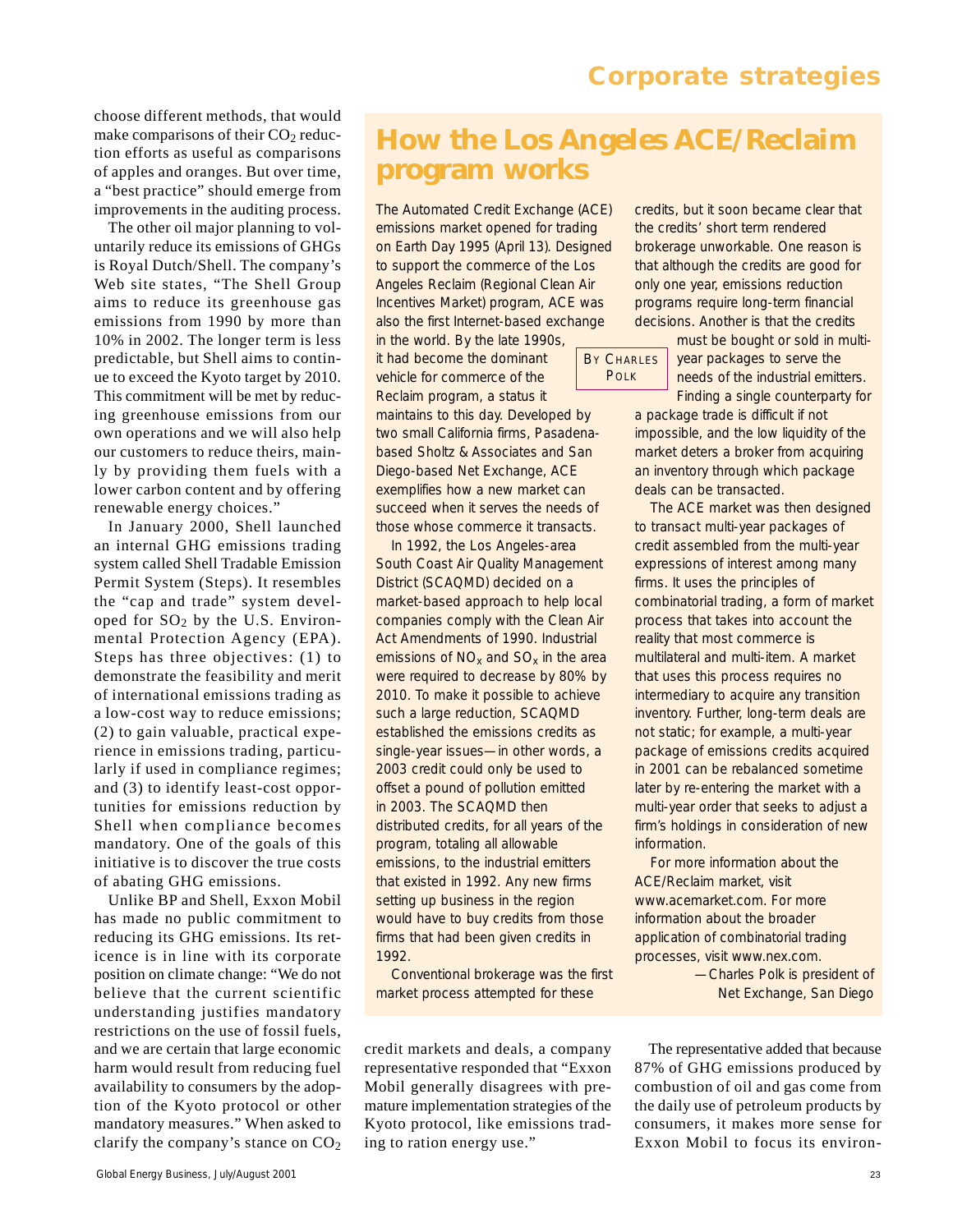choose different methods, that would make comparisons of their $CO_2$ reduction efforts as useful as comparisons of apples and oranges. But over time, a "best practice" should emerge from improvements in the auditing process.

The other oil major planning to voluntarily reduce its emissions of GHGs is Royal Dutch/Shell. The company's Web site states, "The Shell Group aims to reduce its greenhouse gas emissions from 1990 by more than 10% in 2002. The longer term is less predictable, but Shell aims to continue to exceed the Kyoto target by 2010. This commitment will be met by reducing greenhouse emissions from our own operations and we will also help our customers to reduce theirs, mainly by providing them fuels with a lower carbon content and by offering renewable energy choices."

In January 2000, Shell launched an internal GHG emissions trading system called Shell Tradable Emission Permit System (Steps). It resembles the "cap and trade" system developed for $SO_2$ by the U.S. Environmental Protection Agency (EPA). Steps has three objectives: (1) to demonstrate the feasibility and merit of international emissions trading as a low-cost way to reduce emissions; (2) to gain valuable, practical experience in emissions trading, particularly if used in compliance regimes; and (3) to identify least-cost opportunities for emissions reduction by Shell when compliance becomes mandatory. One of the goals of this initiative is to discover the true costs of abating GHG emissions.

Unlike BP and Shell, Exxon Mobil has made no public commitment to reducing its GHG emissions. Its reticence is in line with its corporate position on climate change: "We do not believe that the current scientific understanding justifies mandatory restrictions on the use of fossil fuels, and we are certain that large economic harm would result from reducing fuel availability to consumers by the adoption of the Kyoto protocol or other mandatory measures." When asked to clarify the company's stance on $CO_2$ credit markets and deals, a company representative responded that "Exxon Mobil generally disagrees with premature implementation strategies of the Kyoto protocol, like emissions trading to ration energy use."

The representative added that because 87% of GHG emissions produced by combustion of oil and gas come from the daily use of petroleum products by consumers, it makes more sense for Exxon Mobil to focus its environ-

## How the Los Angeles ACE/Reclaim program works

By Charles Polk

The Automated Credit Exchange (ACE) emissions market opened for trading on Earth Day 1995 (April 13). Designed to support the commerce of the Los Angeles Reclaim (Regional Clean Air Incentives Market) program, ACE was also the first Internet-based exchange in the world. By the late 1990s, it had become the dominant vehicle for commerce of the Reclaim program, a status it maintains to this day. Developed by two small California firms, Pasadena-based Sholtz & Associates and San Diego-based Net Exchange, ACE exemplifies how a new market can succeed when it serves the needs of those whose commerce it transacts.

In 1992, the Los Angeles-area South Coast Air Quality Management District (SCAQMD) decided on a market-based approach to help local companies comply with the Clean Air Act Amendments of 1990. Industrial emissions of $NO_x$ and $SO_x$ in the area were required to decrease by 80% by 2010. To make it possible to achieve such a large reduction, SCAQMD established the emissions credits as single-year issues—in other words, a 2003 credit could only be used to offset a pound of pollution emitted in 2003. The SCAQMD then distributed credits, for all years of the program, totaling all allowable emissions, to the industrial emitters that existed in 1992. Any new firms setting up business in the region would have to buy credits from those firms that had been given credits in 1992.

Conventional brokerage was the first market process attempted for these credits, but it soon became clear that the credits' short term rendered brokerage unworkable. One reason is that although the credits are good for only one year, emissions reduction programs require long-term financial decisions. Another is that the credits must be bought or sold in multi-year packages to serve the needs of the industrial emitters. Finding a single counterparty for a package trade is difficult if not impossible, and the low liquidity of the market deters a broker from acquiring an inventory through which package deals can be transacted.

The ACE market was then designed to transact multi-year packages of credit assembled from the multi-year expressions of interest among many firms. It uses the principles of combinatorial trading, a form of market process that takes into account the reality that most commerce is multilateral and multi-item. A market that uses this process requires no intermediary to acquire any transition inventory. Further, long-term deals are not static; for example, a multi-year package of emissions credits acquired in 2001 can be rebalanced sometime later by re-entering the market with a multi-year order that seeks to adjust a firm's holdings in consideration of new information.

For more information about the ACE/Reclaim market, visit www.acemarket.com. For more information about the broader application of combinatorial trading processes, visit www.nex.com.

—Charles Polk is president of Net Exchange, San Diego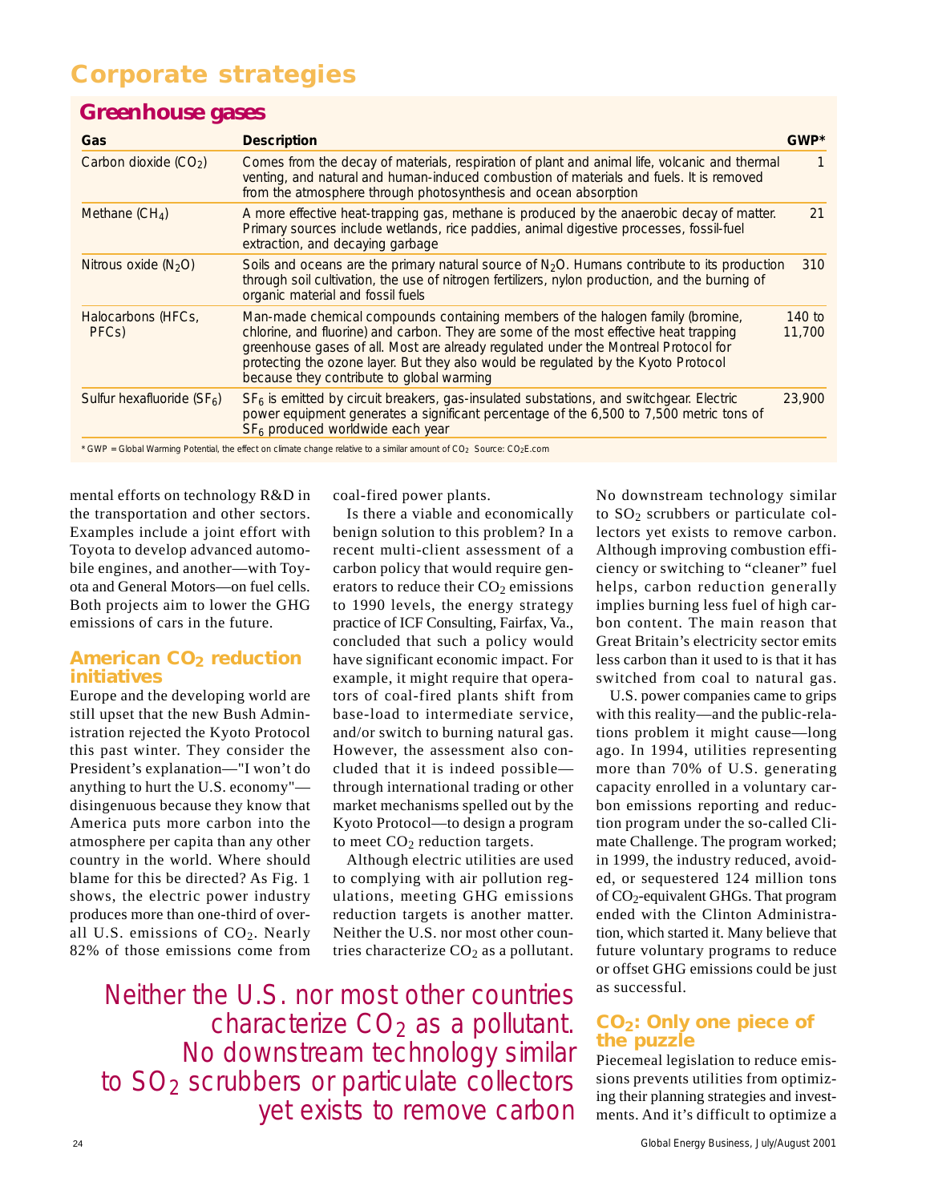# Corporate strategies

## Greenhouse gases

| Gas | Description | GWP* |
|---|---|---|
| Carbon dioxide ($CO_2$) | Comes from the decay of materials, respiration of plant and animal life, volcanic and thermal venting, and natural and human-induced combustion of materials and fuels. It is removed from the atmosphere through photosynthesis and ocean absorption | 1 |
| Methane ($CH_4$) | A more effective heat-trapping gas, methane is produced by the anaerobic decay of matter. Primary sources include wetlands, rice paddies, animal digestive processes, fossil-fuel extraction, and decaying garbage | 21 |
| Nitrous oxide ($N_2O$) | Soils and oceans are the primary natural source of $N_2O$. Humans contribute to its production through soil cultivation, the use of nitrogen fertilizers, nylon production, and the burning of organic material and fossil fuels | 310 |
| Halocarbons (HFCs, PFCs) | Man-made chemical compounds containing members of the halogen family (bromine, chlorine, and fluorine) and carbon. They are some of the most effective heat trapping greenhouse gases of all. Most are already regulated under the Montreal Protocol for protecting the ozone layer. But they also would be regulated by the Kyoto Protocol because they contribute to global warming | 140 to 11,700 |
| Sulfur hexafluoride ($SF_6$) | $SF_6$ is emitted by circuit breakers, gas-insulated substations, and switchgear. Electric power equipment generates a significant percentage of the 6,500 to 7,500 metric tons of $SF_6$ produced worldwide each year | 23,900 |

* GWP = Global Warming Potential, the effect on climate change relative to a similar amount of $CO_2$ Source: $CO_2$E.com

mental efforts on technology R&D in the transportation and other sectors. Examples include a joint effort with Toyota to develop advanced automobile engines, and another—with Toyota and General Motors—on fuel cells. Both projects aim to lower the GHG emissions of cars in the future.

### American $CO_2$ reduction initiatives

Europe and the developing world are still upset that the new Bush Administration rejected the Kyoto Protocol this past winter. They consider the President's explanation—"I won't do anything to hurt the U.S. economy"—disingenuous because they know that America puts more carbon into the atmosphere per capita than any other country in the world. Where should blame for this be directed? As Fig. 1 shows, the electric power industry produces more than one-third of overall U.S. emissions of $CO_2$. Nearly 82% of those emissions come from coal-fired power plants.

Is there a viable and economically benign solution to this problem? In a recent multi-client assessment of a carbon policy that would require generators to reduce their $CO_2$ emissions to 1990 levels, the energy strategy practice of ICF Consulting, Fairfax, Va., concluded that such a policy would have significant economic impact. For example, it might require that operators of coal-fired plants shift from base-load to intermediate service, and/or switch to burning natural gas. However, the assessment also concluded that it is indeed possible—through international trading or other market mechanisms spelled out by the Kyoto Protocol—to design a program to meet $CO_2$ reduction targets.

Although electric utilities are used to complying with air pollution regulations, meeting GHG emissions reduction targets is another matter. Neither the U.S. nor most other countries characterize $CO_2$ as a pollutant. No downstream technology similar to $SO_2$ scrubbers or particulate collectors yet exists to remove carbon. Although improving combustion efficiency or switching to "cleaner" fuel helps, carbon reduction generally implies burning less fuel of high carbon content. The main reason that Great Britain's electricity sector emits less carbon than it used to is that it has switched from coal to natural gas.

> Neither the U.S. nor most other countries characterize $CO_2$ as a pollutant. No downstream technology similar to $SO_2$ scrubbers or particulate collectors yet exists to remove carbon

U.S. power companies came to grips with this reality—and the public-relations problem it might cause—long ago. In 1994, utilities representing more than 70% of U.S. generating capacity enrolled in a voluntary carbon emissions reporting and reduction program under the so-called Climate Challenge. The program worked; in 1999, the industry reduced, avoided, or sequestered 124 million tons of $CO_2$-equivalent GHGs. That program ended with the Clinton Administration, which started it. Many believe that future voluntary programs to reduce or offset GHG emissions could be just as successful.

### $CO_2$: Only one piece of the puzzle

Piecemeal legislation to reduce emissions prevents utilities from optimizing their planning strategies and investments. And it's difficult to optimize a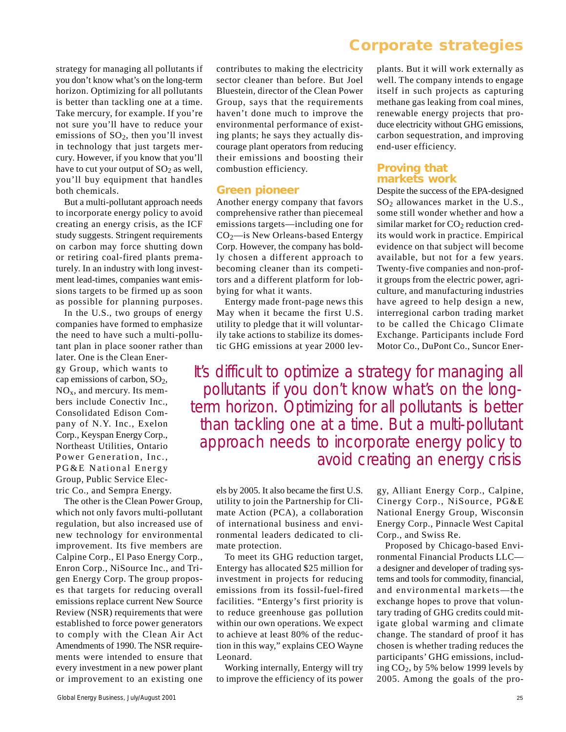strategy for managing all pollutants if you don't know what's on the long-term horizon. Optimizing for all pollutants is better than tackling one at a time. Take mercury, for example. If you're not sure you'll have to reduce your emissions of $SO_2$, then you'll invest in technology that just targets mercury. However, if you know that you'll have to cut your output of $SO_2$ as well, you'll buy equipment that handles both chemicals.

But a multi-pollutant approach needs to incorporate energy policy to avoid creating an energy crisis, as the ICF study suggests. Stringent requirements on carbon may force shutting down or retiring coal-fired plants prematurely. In an industry with long investment lead-times, companies want emissions targets to be firmed up as soon as possible for planning purposes.

In the U.S., two groups of energy companies have formed to emphasize the need to have such a multi-pollutant plan in place sooner rather than later. One is the Clean Energy Group, which wants to cap emissions of carbon, $SO_2$, $NO_x$, and mercury. Its members include Conectiv Inc., Consolidated Edison Company of N.Y. Inc., Exelon Corp., Keyspan Energy Corp., Northeast Utilities, Ontario Power Generation, Inc., PG&E National Energy Group, Public Service Electric Co., and Sempra Energy.

The other is the Clean Power Group, which not only favors multi-pollutant regulation, but also increased use of new technology for environmental improvement. Its five members are Calpine Corp., El Paso Energy Corp., Enron Corp., NiSource Inc., and Trigen Energy Corp. The group proposes that targets for reducing overall emissions replace current New Source Review (NSR) requirements that were established to force power generators to comply with the Clean Air Act Amendments of 1990. The NSR requirements were intended to ensure that every investment in a new power plant or improvement to an existing one contributes to making the electricity sector cleaner than before. But Joel Bluestein, director of the Clean Power Group, says that the requirements haven't done much to improve the environmental performance of existing plants; he says they actually discourage plant operators from reducing their emissions and boosting their combustion efficiency.

## Green pioneer

Another energy company that favors comprehensive rather than piecemeal emissions targets—including one for $CO_2$—is New Orleans-based Entergy Corp. However, the company has boldly chosen a different approach to becoming cleaner than its competitors and a different platform for lobbying for what it wants.

Entergy made front-page news this May when it became the first U.S. utility to pledge that it will voluntarily take actions to stabilize its domestic GHG emissions at year 2000 levels by 2005. It also became the first U.S. utility to join the Partnership for Climate Action (PCA), a collaboration of international business and environmental leaders dedicated to climate protection.

To meet its GHG reduction target, Entergy has allocated $25 million for investment in projects for reducing emissions from its fossil-fuel-fired facilities. "Entergy's first priority is to reduce greenhouse gas pollution within our own operations. We expect to achieve at least 80% of the reduction in this way," explains CEO Wayne Leonard.

Working internally, Entergy will try to improve the efficiency of its power plants. But it will work externally as well. The company intends to engage itself in such projects as capturing methane gas leaking from coal mines, renewable energy projects that produce electricity without GHG emissions, carbon sequestration, and improving end-user efficiency.

## Proving that markets work

Despite the success of the EPA-designed $SO_2$ allowances market in the U.S., some still wonder whether and how a similar market for $CO_2$ reduction credits would work in practice. Empirical evidence on that subject will become available, but not for a few years. Twenty-five companies and non-profit groups from the electric power, agriculture, and manufacturing industries have agreed to help design a new, interregional carbon trading market to be called the Chicago Climate Exchange. Participants include Ford Motor Co., DuPont Co., Suncor Energy, Alliant Energy Corp., Calpine, Cinergy Corp., NiSource, PG&E National Energy Group, Wisconsin Energy Corp., Pinnacle West Capital Corp., and Swiss Re.

Proposed by Chicago-based Environmental Financial Products LLC—a designer and developer of trading systems and tools for commodity, financial, and environmental markets—the exchange hopes to prove that voluntary trading of GHG credits could mitigate global warming and climate change. The standard of proof it has chosen is whether trading reduces the participants' GHG emissions, including $CO_2$, by 5% below 1999 levels by 2005. Among the goals of the pro-

*It's difficult to optimize a strategy for managing all pollutants if you don't know what's on the long-term horizon. Optimizing for all pollutants is better than tackling one at a time. But a multi-pollutant approach needs to incorporate energy policy to avoid creating an energy crisis*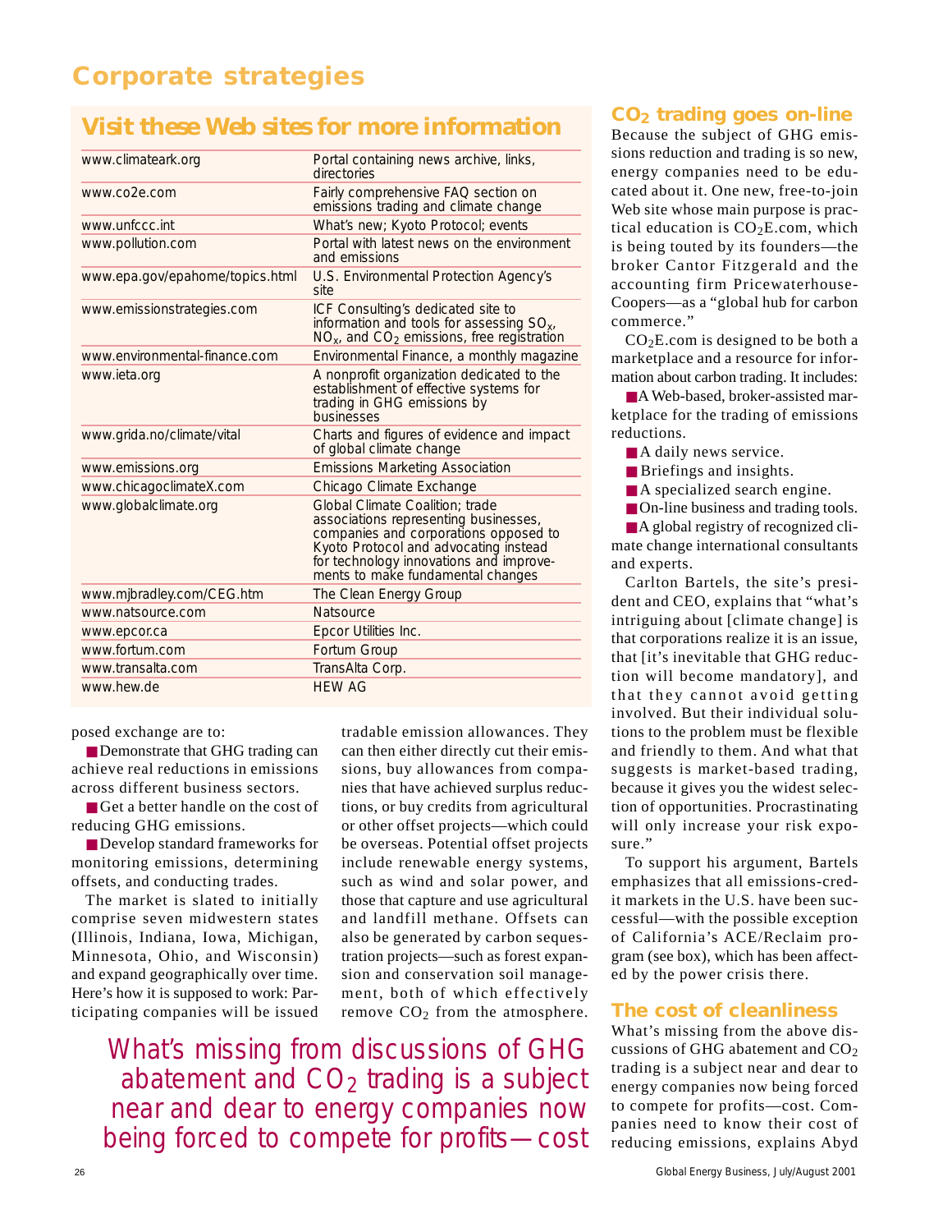# Corporate strategies

## Visit these Web sites for more information

| | |
|---|---|
| www.climateark.org | Portal containing news archive, links, directories |
| www.co2e.com | Fairly comprehensive FAQ section on emissions trading and climate change |
| www.unfccc.int | What's new; Kyoto Protocol; events |
| www.pollution.com | Portal with latest news on the environment and emissions |
| www.epa.gov/epahome/topics.html | U.S. Environmental Protection Agency's site |
| www.emissionstrategies.com | ICF Consulting's dedicated site to information and tools for assessing $SO_x$, $NO_x$, and $CO_2$ emissions, free registration |
| www.environmental-finance.com | Environmental Finance, a monthly magazine |
| www.ieta.org | A nonprofit organization dedicated to the establishment of effective systems for trading in GHG emissions by businesses |
| www.grida.no/climate/vital | Charts and figures of evidence and impact of global climate change |
| www.emissions.org | Emissions Marketing Association |
| www.chicagoclimateX.com | Chicago Climate Exchange |
| www.globalclimate.org | Global Climate Coalition; trade associations representing businesses, companies and corporations opposed to Kyoto Protocol and advocating instead for technology innovations and improvements to make fundamental changes |
| www.mjbradley.com/CEG.htm | The Clean Energy Group |
| www.natsource.com | Natsource |
| www.epcor.ca | Epcor Utilities Inc. |
| www.fortum.com | Fortum Group |
| www.transalta.com | TransAlta Corp. |
| www.hew.de | HEW AG |

posed exchange are to:

- Demonstrate that GHG trading can achieve real reductions in emissions across different business sectors.
- Get a better handle on the cost of reducing GHG emissions.
- Develop standard frameworks for monitoring emissions, determining offsets, and conducting trades.

The market is slated to initially comprise seven midwestern states (Illinois, Indiana, Iowa, Michigan, Minnesota, Ohio, and Wisconsin) and expand geographically over time. Here's how it is supposed to work: Participating companies will be issued tradable emission allowances. They can then either directly cut their emissions, buy allowances from companies that have achieved surplus reductions, or buy credits from agricultural or other offset projects—which could be overseas. Potential offset projects include renewable energy systems, such as wind and solar power, and those that capture and use agricultural and landfill methane. Offsets can also be generated by carbon sequestration projects—such as forest expansion and conservation soil management, both of which effectively remove $CO_2$ from the atmosphere.

*What's missing from discussions of GHG abatement and $CO_2$ trading is a subject near and dear to energy companies now being forced to compete for profits—cost*

## $CO_2$ trading goes on-line

Because the subject of GHG emissions reduction and trading is so new, energy companies need to be educated about it. One new, free-to-join Web site whose main purpose is practical education is $CO_2$E.com, which is being touted by its founders—the broker Cantor Fitzgerald and the accounting firm PricewaterhouseCoopers—as a "global hub for carbon commerce."

$CO_2$E.com is designed to be both a marketplace and a resource for information about carbon trading. It includes:

- A Web-based, broker-assisted marketplace for the trading of emissions reductions.
- A daily news service.
- Briefings and insights.
- A specialized search engine.
- On-line business and trading tools.
- A global registry of recognized climate change international consultants and experts.

Carlton Bartels, the site's president and CEO, explains that "what's intriguing about [climate change] is that corporations realize it is an issue, that [it's inevitable that GHG reduction will become mandatory], and that they cannot avoid getting involved. But their individual solutions to the problem must be flexible and friendly to them. And what that suggests is market-based trading, because it gives you the widest selection of opportunities. Procrastinating will only increase your risk exposure."

To support his argument, Bartels emphasizes that all emissions-credit markets in the U.S. have been successful—with the possible exception of California's ACE/Reclaim program (see box), which has been affected by the power crisis there.

## The cost of cleanliness

What's missing from the above discussions of GHG abatement and $CO_2$ trading is a subject near and dear to energy companies now being forced to compete for profits—cost. Companies need to know their cost of reducing emissions, explains Abyd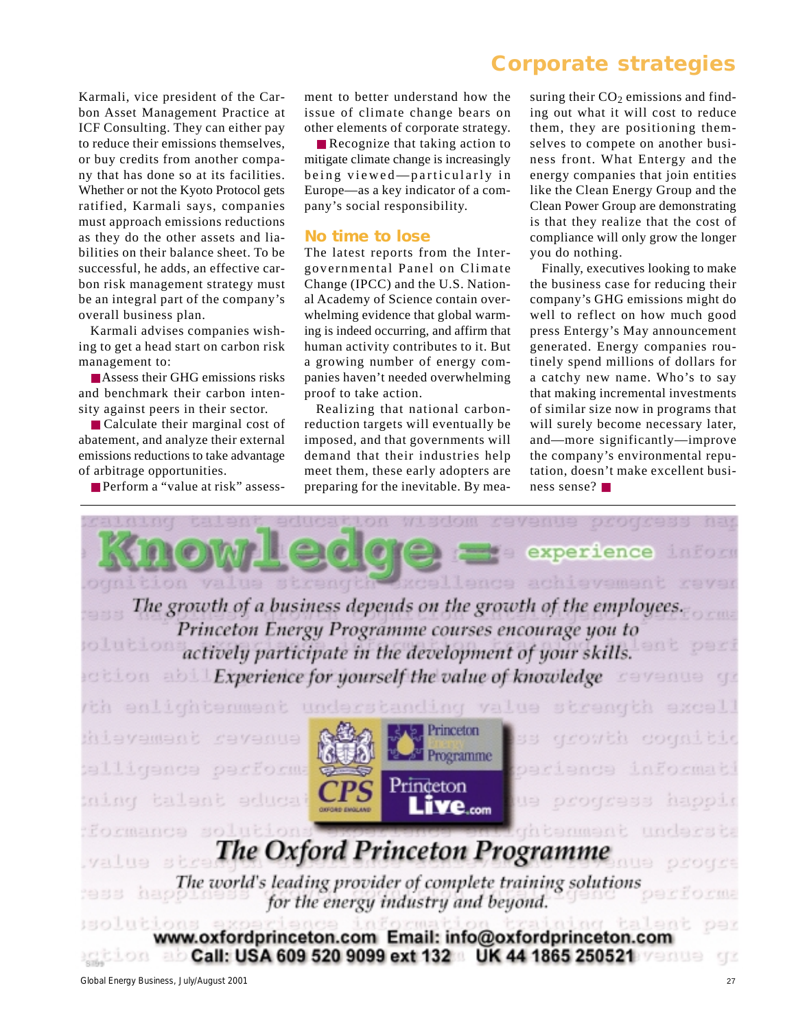Karmali, vice president of the Carbon Asset Management Practice at ICF Consulting. They can either pay to reduce their emissions themselves, or buy credits from another company that has done so at its facilities. Whether or not the Kyoto Protocol gets ratified, Karmali says, companies must approach emissions reductions as they do the other assets and liabilities on their balance sheet. To be successful, he adds, an effective carbon risk management strategy must be an integral part of the company's overall business plan.

Karmali advises companies wishing to get a head start on carbon risk management to:

- Assess their GHG emissions risks and benchmark their carbon intensity against peers in their sector.
- Calculate their marginal cost of abatement, and analyze their external emissions reductions to take advantage of arbitrage opportunities.
- Perform a "value at risk" assessment to better understand how the issue of climate change bears on other elements of corporate strategy.
- Recognize that taking action to mitigate climate change is increasingly being viewed—particularly in Europe—as a key indicator of a company's social responsibility.

## No time to lose

The latest reports from the Intergovernmental Panel on Climate Change (IPCC) and the U.S. National Academy of Science contain overwhelming evidence that global warming is indeed occurring, and affirm that human activity contributes to it. But a growing number of energy companies haven't needed overwhelming proof to take action.

Realizing that national carbon-reduction targets will eventually be imposed, and that governments will demand that their industries help meet them, these early adopters are preparing for the inevitable. By measuring their $CO_2$ emissions and finding out what it will cost to reduce them, they are positioning themselves to compete on another business front. What Entergy and the energy companies that join entities like the Clean Energy Group and the Clean Power Group are demonstrating is that they realize that the cost of compliance will only grow the longer you do nothing.

Finally, executives looking to make the business case for reducing their company's GHG emissions might do well to reflect on how much good press Entergy's May announcement generated. Energy companies routinely spend millions of dollars for a catchy new name. Who's to say that making incremental investments of similar size now in programs that will surely become necessary later, and—more significantly—improve the company's environmental reputation, doesn't make excellent business sense? ■

Knowledge = experience

*The growth of a business depends on the growth of the employees.*
*Princeton Energy Programme courses encourage you to actively participate in the development of your skills.*
*Experience for yourself the value of knowledge*

Princeton Energy Programme

CPS OXFORD ENGLAND

Princeton Live.com

*The Oxford Princeton Programme*

*The world's leading provider of complete training solutions for the energy industry and beyond.*

**www.oxfordprinceton.com Email: info@oxfordprinceton.com**
**Call: USA 609 520 9099 ext 132 UK 44 1865 250521**